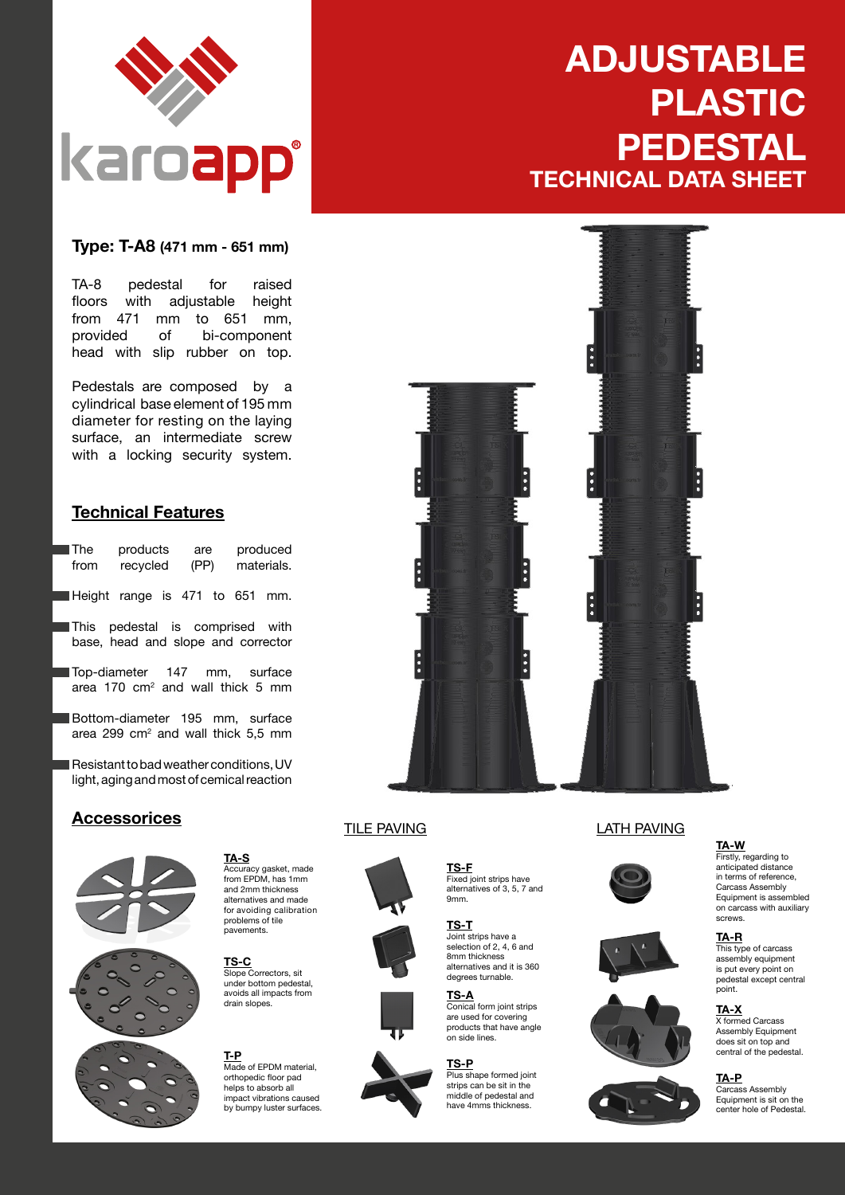karoapp®

# ADJUSTABLE PLASTIC PEDESTAL

## TECHNICAL DATA SHEET

### Type: T-A8 (471 mm - 651 mm)

TA-8 pedestal for raised floors with adjustable height from 471 mm to 651 mm, provided of bi-component head with slip rubber on top.

Pedestals are composed by a cylindrical base element of 195 mm diameter for resting on the laying surface, an intermediate screw with a locking security system.

## Technical Features

- The products are produced from recycled (PP) materials.
- Height range is 471 to 651 mm.
- This pedestal is comprised with base, head and slope and corrector
- Top-diameter 147 mm, surface area 170 cm$^2$ and wall thick 5 mm
- Bottom-diameter 195 mm, surface area 299 cm$^2$ and wall thick 5,5 mm
- Resistant to bad weather conditions, UV light, aging and most of cemical reaction

## Accessories

**TA-S**
Accuracy gasket, made from EPDM, has 1mm and 2mm thickness alternatives and made for avoiding calibration problems of tile pavements.

**TS-C**
Slope Correctors, sit under bottom pedestal, avoids all impacts from drain slopes.

**T-P**
Made of EPDM material, orthopedic floor pad helps to absorb all impact vibrations caused by bumpy luster surfaces.

### TILE PAVING

**TS-F**
Fixed joint strips have alternatives of 3, 5, 7 and 9mm.

**TS-T**
Joint strips have a selection of 2, 4, 6 and 8mm thickness alternatives and it is 360 degrees turnable.

**TS-A**
Conical form joint strips are used for covering products that have angle on side lines.

**TS-P**
Plus shape formed joint strips can be sit in the middle of pedestal and have 4mms thickness.

### LATH PAVING

**TA-W**
Firstly, regarding to anticipated distance in terms of reference, Carcass Assembly Equipment is assembled on carcass with auxiliary screws.

**TA-R**
This type of carcass assembly equipment is put every point on pedestal except central point.

**TA-X**
X formed Carcass Assembly Equipment does sit on top and central of the pedestal.

**TA-P**
Carcass Assembly Equipment is sit on the center hole of Pedestal.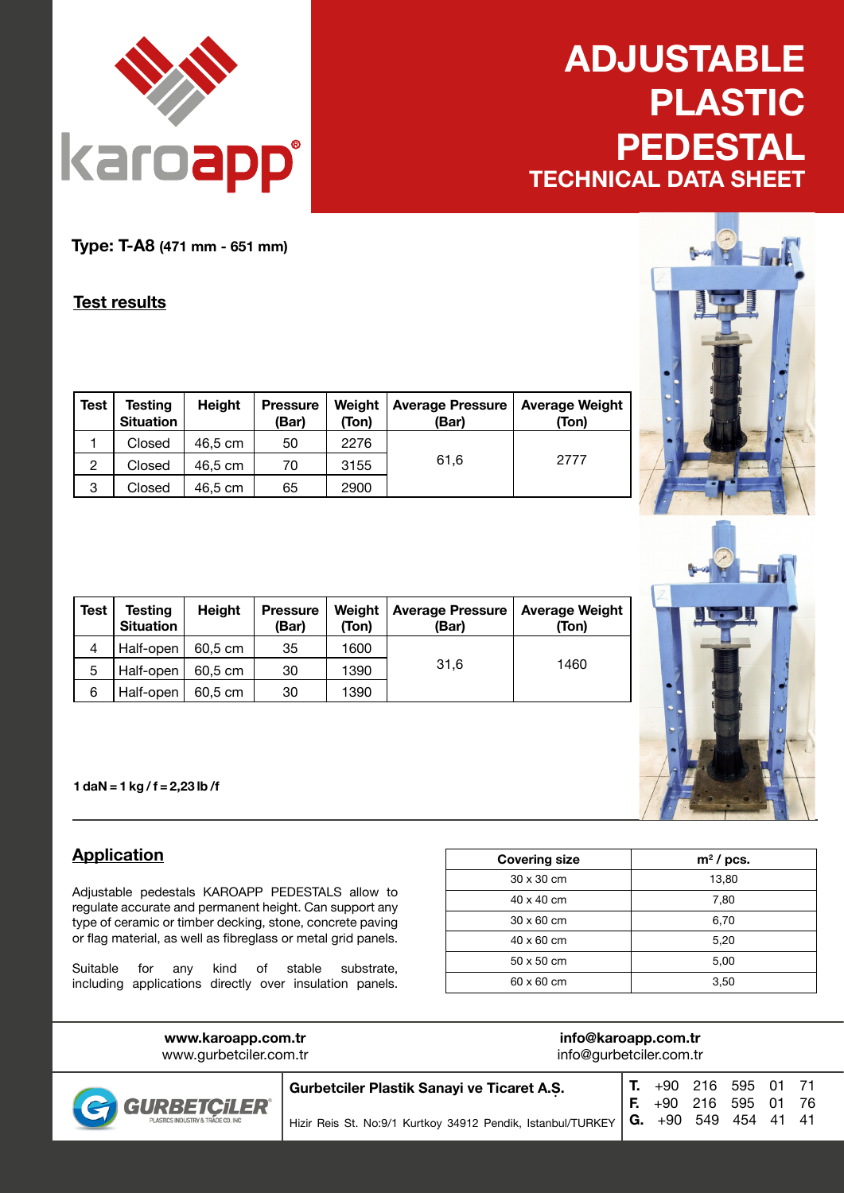# ADJUSTABLE PLASTIC PEDESTAL

## TECHNICAL DATA SHEET

**Type: T-A8** **(471 mm - 651 mm)**

## Test results

| Test | Testing Situation | Height | Pressure (Bar) | Weight (Ton) | Average Pressure (Bar) | Average Weight (Ton) |
|---|---|---|---|---|---|---|
| 1 | Closed | 46,5 cm | 50 | 2276 | 61,6 | 2777 |
| 2 | Closed | 46,5 cm | 70 | 3155 | | |
| 3 | Closed | 46,5 cm | 65 | 2900 | | |

| Test | Testing Situation | Height | Pressure (Bar) | Weight (Ton) | Average Pressure (Bar) | Average Weight (Ton) |
|---|---|---|---|---|---|---|
| 4 | Half-open | 60,5 cm | 35 | 1600 | 31,6 | 1460 |
| 5 | Half-open | 60,5 cm | 30 | 1390 | | |
| 6 | Half-open | 60,5 cm | 30 | 1390 | | |

**1 daN = 1 kg / f = 2,23 lb /f**

## Application

Adjustable pedestals KAROAPP PEDESTALS allow to regulate accurate and permanent height. Can support any type of ceramic or timber decking, stone, concrete paving or flag material, as well as fibreglass or metal grid panels.

Suitable for any kind of stable substrate, including applications directly over insulation panels.

| Covering size | $m^2$ / pcs. |
|---|---|
| 30 x 30 cm | 13,80 |
| 40 x 40 cm | 7,80 |
| 30 x 60 cm | 6,70 |
| 40 x 60 cm | 5,20 |
| 50 x 50 cm | 5,00 |
| 60 x 60 cm | 3,50 |

**www.karoapp.com.tr**
www.gurbetciler.com.tr

**info@karoapp.com.tr**
info@gurbetciler.com.tr

**Gurbetciler Plastik Sanayi ve Ticaret A.Ş.**
Hizir Reis St. No:9/1 Kurtkoy 34912 Pendik, Istanbul/TURKEY

**T.** +90 216 595 01 71
**F.** +90 216 595 01 76
**G.** +90 549 454 41 41